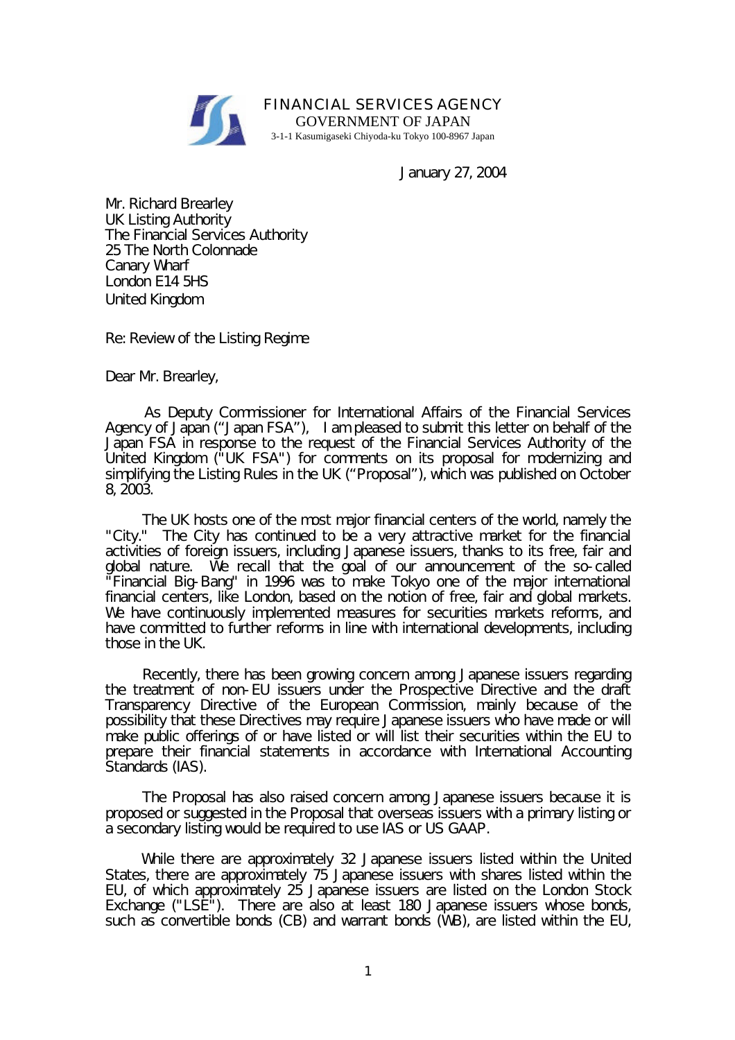FINANCIAL SERVICES AGENCY
GOVERNMENT OF JAPAN
3-1-1 Kasumigaseki Chiyoda-ku Tokyo 100-8967 Japan

January 27, 2004

Mr. Richard Brearley
UK Listing Authority
The Financial Services Authority
25 The North Colonnade
Canary Wharf
London E14 5HS
United Kingdom

Re: Review of the Listing Regime

Dear Mr. Brearley,

As Deputy Commissioner for International Affairs of the Financial Services Agency of Japan ("Japan FSA"), I am pleased to submit this letter on behalf of the Japan FSA in response to the request of the Financial Services Authority of the United Kingdom ("UK FSA") for comments on its proposal for modernizing and simplifying the Listing Rules in the UK ("Proposal"), which was published on October 8, 2003.

The UK hosts one of the most major financial centers of the world, namely the "City." The City has continued to be a very attractive market for the financial activities of foreign issuers, including Japanese issuers, thanks to its free, fair and global nature. We recall that the goal of our announcement of the so-called "Financial Big-Bang" in 1996 was to make Tokyo one of the major international financial centers, like London, based on the notion of free, fair and global markets. We have continuously implemented measures for securities markets reforms, and have committed to further reforms in line with international developments, including those in the UK.

Recently, there has been growing concern among Japanese issuers regarding the treatment of non-EU issuers under the Prospective Directive and the draft Transparency Directive of the European Commission, mainly because of the possibility that these Directives may require Japanese issuers who have made or will make public offerings of or have listed or will list their securities within the EU to prepare their financial statements in accordance with International Accounting Standards (IAS).

The Proposal has also raised concern among Japanese issuers because it is proposed or suggested in the Proposal that overseas issuers with a primary listing or a secondary listing would be required to use IAS or US GAAP.

While there are approximately 32 Japanese issuers listed within the United States, there are approximately 75 Japanese issuers with shares listed within the EU, of which approximately 25 Japanese issuers are listed on the London Stock Exchange ("LSE"). There are also at least 180 Japanese issuers whose bonds, such as convertible bonds (CB) and warrant bonds (WB), are listed within the EU,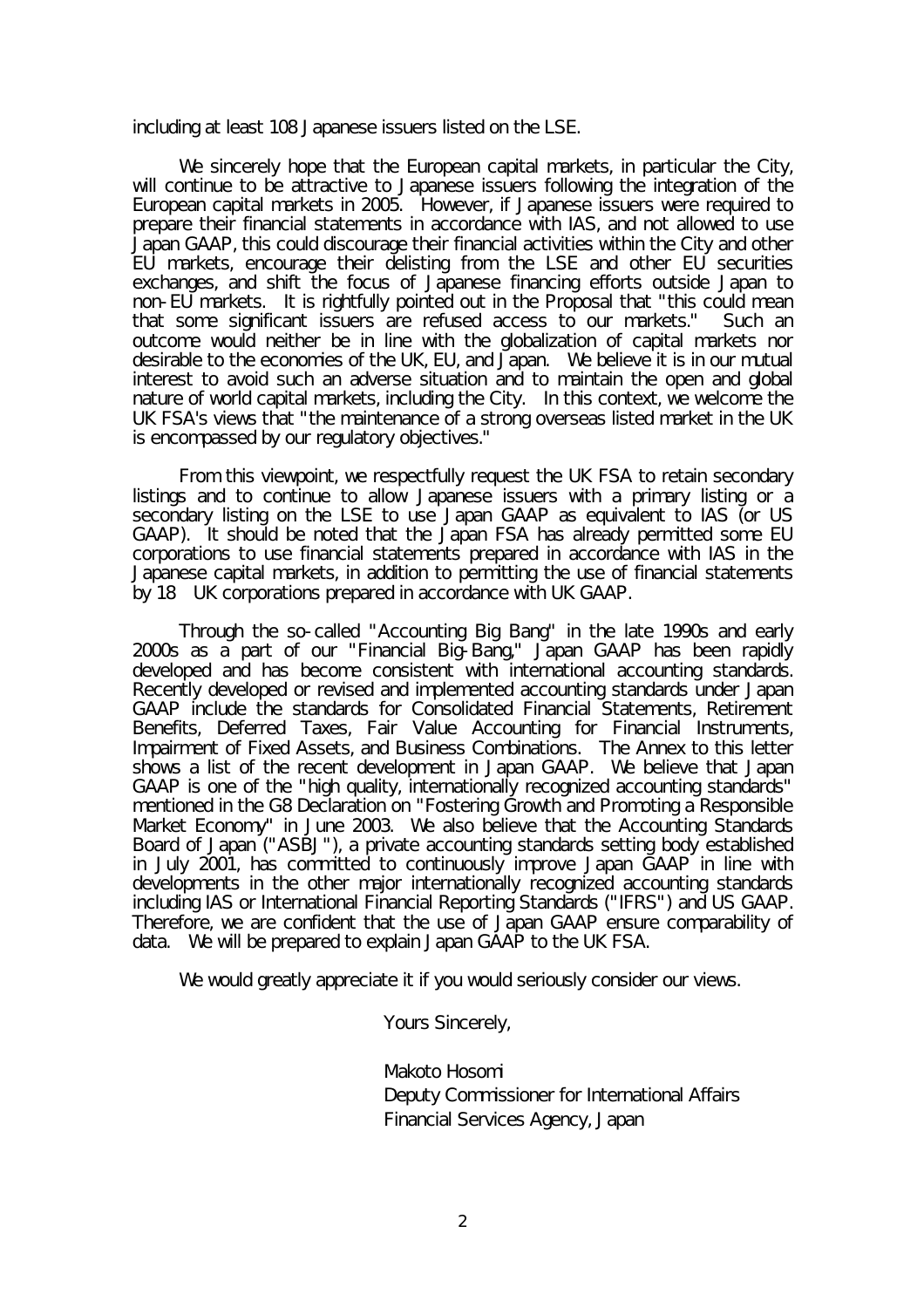including at least 108 Japanese issuers listed on the LSE.

We sincerely hope that the European capital markets, in particular the City, will continue to be attractive to Japanese issuers following the integration of the European capital markets in 2005. However, if Japanese issuers were required to prepare their financial statements in accordance with IAS, and not allowed to use Japan GAAP, this could discourage their financial activities within the City and other EU markets, encourage their delisting from the LSE and other EU securities exchanges, and shift the focus of Japanese financing efforts outside Japan to non-EU markets. It is rightfully pointed out in the Proposal that "this could mean that some significant issuers are refused access to our markets." Such an outcome would neither be in line with the globalization of capital markets nor desirable to the economies of the UK, EU, and Japan. We believe it is in our mutual interest to avoid such an adverse situation and to maintain the open and global nature of world capital markets, including the City. In this context, we welcome the UK FSA's views that "the maintenance of a strong overseas listed market in the UK is encompassed by our regulatory objectives."

From this viewpoint, we respectfully request the UK FSA to retain secondary listings and to continue to allow Japanese issuers with a primary listing or a secondary listing on the LSE to use Japan GAAP as equivalent to IAS (or US GAAP). It should be noted that the Japan FSA has already permitted some EU corporations to use financial statements prepared in accordance with IAS in the Japanese capital markets, in addition to permitting the use of financial statements by 18 UK corporations prepared in accordance with UK GAAP.

Through the so-called "Accounting Big Bang" in the late 1990s and early 2000s as a part of our "Financial Big-Bang," Japan GAAP has been rapidly developed and has become consistent with international accounting standards. Recently developed or revised and implemented accounting standards under Japan GAAP include the standards for Consolidated Financial Statements, Retirement Benefits, Deferred Taxes, Fair Value Accounting for Financial Instruments, Impairment of Fixed Assets, and Business Combinations. The Annex to this letter shows a list of the recent development in Japan GAAP. We believe that Japan GAAP is one of the "high quality, internationally recognized accounting standards" mentioned in the G8 Declaration on "Fostering Growth and Promoting a Responsible Market Economy" in June 2003. We also believe that the Accounting Standards Board of Japan ("ASBJ"), a private accounting standards setting body established in July 2001, has committed to continuously improve Japan GAAP in line with developments in the other major internationally recognized accounting standards including IAS or International Financial Reporting Standards ("IFRS") and US GAAP. Therefore, we are confident that the use of Japan GAAP ensure comparability of data. We will be prepared to explain Japan GAAP to the UK FSA.

We would greatly appreciate it if you would seriously consider our views.

Yours Sincerely,

Makoto Hosomi
Deputy Commissioner for International Affairs
Financial Services Agency, Japan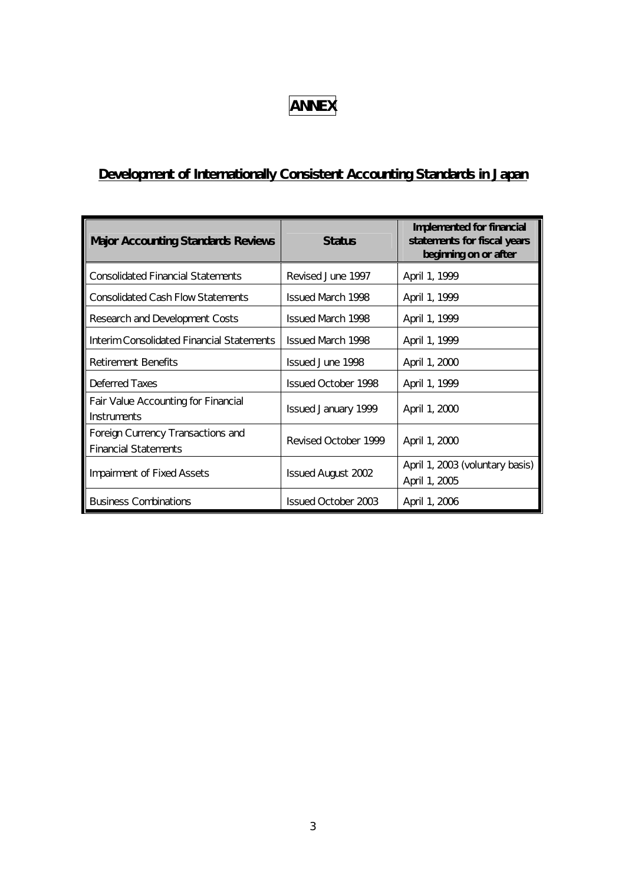# ANNEX

## Development of Internationally Consistent Accounting Standards in Japan

| Major Accounting Standards Reviews | Status | Implemented for financial statements for fiscal years beginning on or after |
|---|---|---|
| Consolidated Financial Statements | Revised June 1997 | April 1, 1999 |
| Consolidated Cash Flow Statements | Issued March 1998 | April 1, 1999 |
| Research and Development Costs | Issued March 1998 | April 1, 1999 |
| Interim Consolidated Financial Statements | Issued March 1998 | April 1, 1999 |
| Retirement Benefits | Issued June 1998 | April 1, 2000 |
| Deferred Taxes | Issued October 1998 | April 1, 1999 |
| Fair Value Accounting for Financial Instruments | Issued January 1999 | April 1, 2000 |
| Foreign Currency Transactions and Financial Statements | Revised October 1999 | April 1, 2000 |
| Impairment of Fixed Assets | Issued August 2002 | April 1, 2003 (voluntary basis) April 1, 2005 |
| Business Combinations | Issued October 2003 | April 1, 2006 |